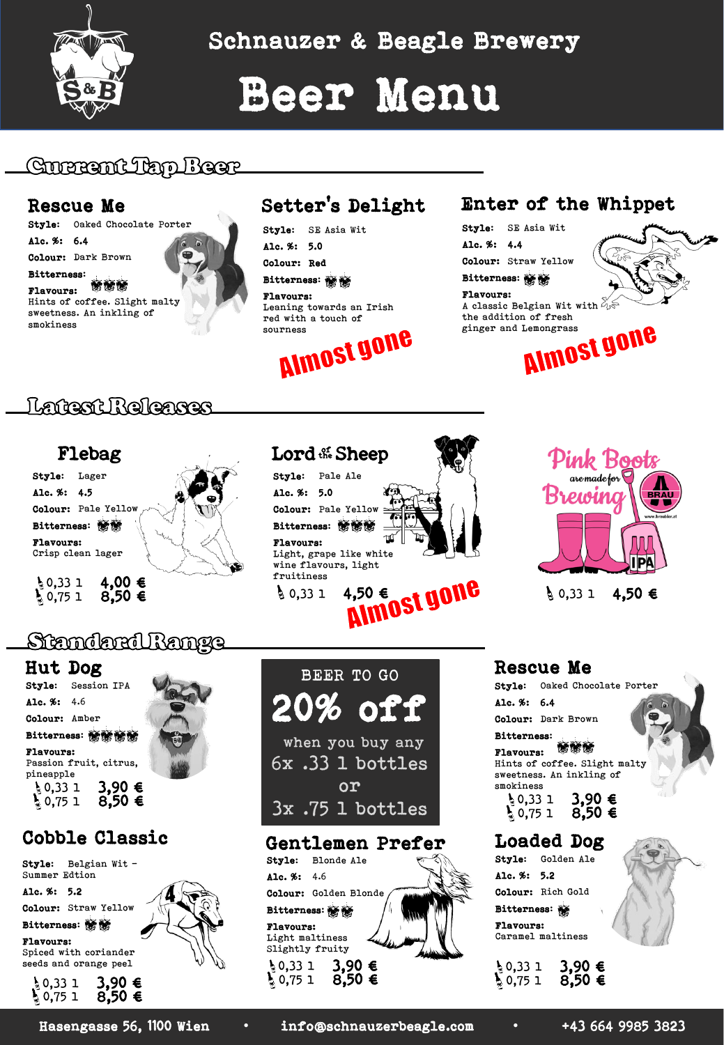# Schnauzer & Beagle Brewery

# Beer Menu

## Current Tap Beer

### Rescue Me

**Style:** Oaked Chocolate Porter

**Alc. %:** 6.4

**Colour:** Dark Brown

**Bitterness:**

**Flavours:**
Hints of coffee. Slight malty sweetness. An inkling of smokiness

### Setter's Delight

**Style:** SE Asia Wit

**Alc. %:** 5.0

**Colour:** Red

**Bitterness:**

**Flavours:**
Leaning towards an Irish red with a touch of sourness

Almost gone

### Enter of the Whippet

**Style:** SE Asia Wit

**Alc. %:** 4.4

**Colour:** Straw Yellow

**Bitterness:**

**Flavours:**
A classic Belgian Wit with the addition of fresh ginger and Lemongrass

Almost gone

## Latest Releases

### Flebag

**Style:** Lager

**Alc. %:** 4.5

**Colour:** Pale Yellow

**Bitterness:**

**Flavours:**
Crisp clean lager

0,33 l 4,00 €
0,75 l 8,50 €

### Lord of the Sheep

**Style:** Pale Ale

**Alc. %:** 5.0

**Colour:** Pale Yellow

**Bitterness:**

**Flavours:**
Light, grape like white wine flavours, light fruitiness

0,33 l 4,50 €

Almost gone

### Pink Boots are made for Brewing

IPA

0,33 l 4,50 €

## Standard Range

### Hut Dog

**Style:** Session IPA

**Alc. %:** 4.6

**Colour:** Amber

**Bitterness:**

**Flavours:**
Passion fruit, citrus, pineapple

0,33 l 3,90 €
0,75 l 8,50 €

### BEER TO GO

**20% off**

when you buy any
6x .33 l bottles
or
3x .75 l bottles

### Rescue Me

**Style:** Oaked Chocolate Porter

**Alc. %:** 6.4

**Colour:** Dark Brown

**Bitterness:**

**Flavours:**
Hints of coffee. Slight malty sweetness. An inkling of smokiness

0,33 l 3,90 €
0,75 l 8,50 €

### Cobble Classic

**Style:** Belgian Wit - Summer Edtion

**Alc. %:** 5.2

**Colour:** Straw Yellow

**Bitterness:**

**Flavours:**
Spiced with coriander seeds and orange peel

0,33 l 3,90 €
0,75 l 8,50 €

### Gentlemen Prefer

**Style:** Blonde Ale

**Alc. %:** 4.6

**Colour:** Golden Blonde

**Bitterness:**

**Flavours:**
Light maltiness
Slightly fruity

0,33 l 3,90 €
0,75 l 8,50 €

### Loaded Dog

**Style:** Golden Ale

**Alc. %:** 5.2

**Colour:** Rich Gold

**Bitterness:**

**Flavours:**
Caramel maltiness

0,33 l 3,90 €
0,75 l 8,50 €

Hasengasse 56, 1100 Wien • info@schnauzerbeagle.com • +43 664 9985 3823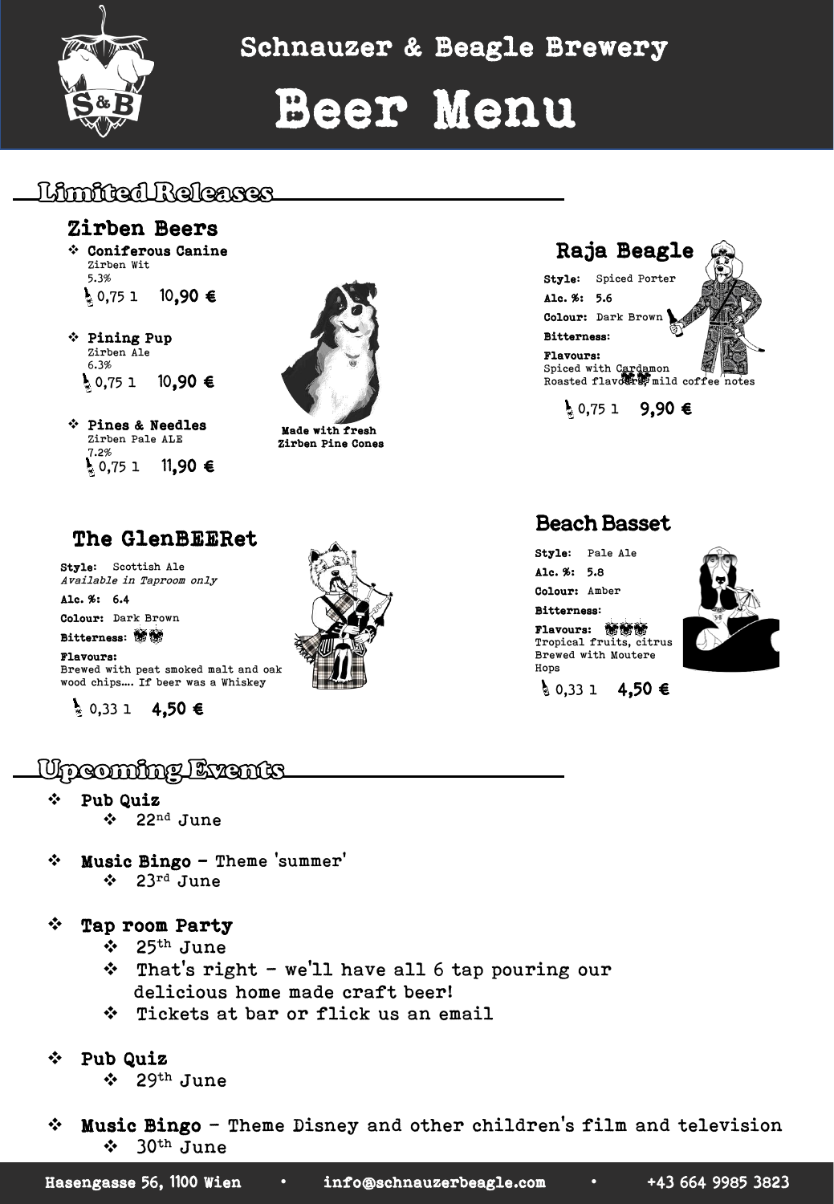Schnauzer & Beagle Brewery

# Beer Menu

## Limited Releases

### Zirben Beers

- **Coniferous Canine**
  Zirben Wit
  5.3%
  0,75 l 10,90 €
- **Pining Pup**
  Zirben Ale
  6.3%
  0,75 l 10,90 €
- **Pines & Needles**
  Zirben Pale ALE
  7.2%
  0,75 l 11,90 €

**Made with fresh Zirben Pine Cones**

### Raja Beagle

**Style:** Spiced Porter
**Alc. %:** 5.6
**Colour:** Dark Brown
**Bitterness:**
**Flavours:**
Spiced with Cardamon
Roasted flavours, mild coffee notes

0,75 l 9,90 €

### The GlenBEERet

**Style:** Scottish Ale
*Available in Taproom only*
**Alc. %:** 6.4
**Colour:** Dark Brown
**Bitterness:**
**Flavours:**
Brewed with peat smoked malt and oak wood chips…. If beer was a Whiskey

0,33 l 4,50 €

### Beach Basset

**Style:** Pale Ale
**Alc. %:** 5.8
**Colour:** Amber
**Bitterness:**
**Flavours:**
Tropical fruits, citrus
Brewed with Moutere Hops

0,33 l 4,50 €

## Upcoming Events

- **Pub Quiz**
  - 22nd June
- **Music Bingo** – Theme 'summer'
  - 23rd June
- **Tap room Party**
  - 25th June
  - That's right – we'll have all 6 tap pouring our delicious home made craft beer!
  - Tickets at bar or flick us an email
- **Pub Quiz**
  - 29th June
- **Music Bingo** – Theme Disney and other children's film and television
  - 30th June

Hasengasse 56, 1100 Wien • info@schnauzerbeagle.com • +43 664 9985 3823